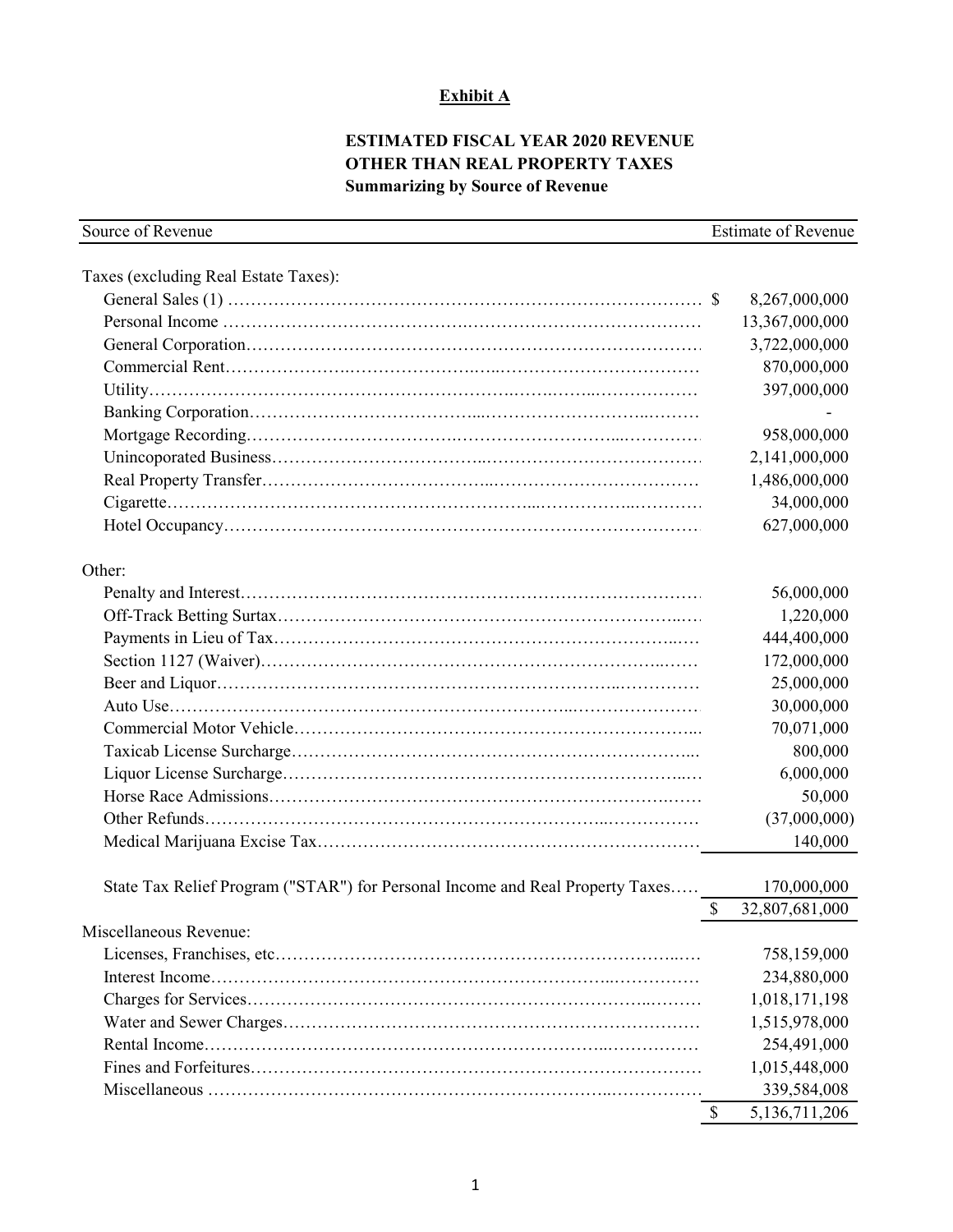**Exhibit A**

**ESTIMATED FISCAL YEAR 2020 REVENUE**
**OTHER THAN REAL PROPERTY TAXES**
**Summarizing by Source of Revenue**

| Source of Revenue | Estimate of Revenue |
|---|---|
| Taxes (excluding Real Estate Taxes): | |
| General Sales (1) | $ 8,267,000,000 |
| Personal Income | 13,367,000,000 |
| General Corporation | 3,722,000,000 |
| Commercial Rent | 870,000,000 |
| Utility | 397,000,000 |
| Banking Corporation | - |
| Mortgage Recording | 958,000,000 |
| Unincoporated Business | 2,141,000,000 |
| Real Property Transfer | 1,486,000,000 |
| Cigarette | 34,000,000 |
| Hotel Occupancy | 627,000,000 |
| Other: | |
| Penalty and Interest | 56,000,000 |
| Off-Track Betting Surtax | 1,220,000 |
| Payments in Lieu of Tax | 444,400,000 |
| Section 1127 (Waiver) | 172,000,000 |
| Beer and Liquor | 25,000,000 |
| Auto Use | 30,000,000 |
| Commercial Motor Vehicle | 70,071,000 |
| Taxicab License Surcharge | 800,000 |
| Liquor License Surcharge | 6,000,000 |
| Horse Race Admissions | 50,000 |
| Other Refunds | (37,000,000) |
| Medical Marijuana Excise Tax | 140,000 |
| State Tax Relief Program ("STAR") for Personal Income and Real Property Taxes | 170,000,000 |
| | $ 32,807,681,000 |
| Miscellaneous Revenue: | |
| Licenses, Franchises, etc | 758,159,000 |
| Interest Income | 234,880,000 |
| Charges for Services | 1,018,171,198 |
| Water and Sewer Charges | 1,515,978,000 |
| Rental Income | 254,491,000 |
| Fines and Forfeitures | 1,015,448,000 |
| Miscellaneous | 339,584,008 |
| | $ 5,136,711,206 |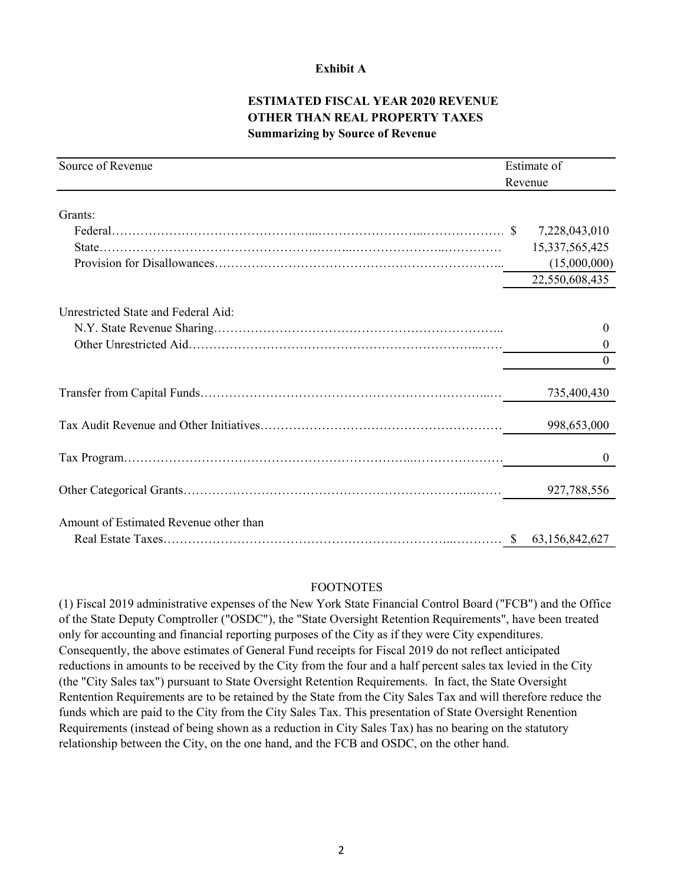**Exhibit A**

**ESTIMATED FISCAL YEAR 2020 REVENUE**
**OTHER THAN REAL PROPERTY TAXES**
**Summarizing by Source of Revenue**

| Source of Revenue | Estimate of Revenue |
|---|---|
| Grants: | |
| Federal | $ 7,228,043,010 |
| State | 15,337,565,425 |
| Provision for Disallowances | (15,000,000) |
| | 22,550,608,435 |
| Unrestricted State and Federal Aid: | |
| N.Y. State Revenue Sharing | 0 |
| Other Unrestricted Aid | 0 |
| | 0 |
| Transfer from Capital Funds | 735,400,430 |
| Tax Audit Revenue and Other Initiatives | 998,653,000 |
| Tax Program | 0 |
| Other Categorical Grants | 927,788,556 |
| Amount of Estimated Revenue other than Real Estate Taxes | $ 63,156,842,627 |

FOOTNOTES

(1) Fiscal 2019 administrative expenses of the New York State Financial Control Board ("FCB") and the Office of the State Deputy Comptroller ("OSDC"), the "State Oversight Retention Requirements", have been treated only for accounting and financial reporting purposes of the City as if they were City expenditures. Consequently, the above estimates of General Fund receipts for Fiscal 2019 do not reflect anticipated reductions in amounts to be received by the City from the four and a half percent sales tax levied in the City (the "City Sales tax") pursuant to State Oversight Retention Requirements. In fact, the State Oversight Rentention Requirements are to be retained by the State from the City Sales Tax and will therefore reduce the funds which are paid to the City from the City Sales Tax. This presentation of State Oversight Renention Requirements (instead of being shown as a reduction in City Sales Tax) has no bearing on the statutory relationship between the City, on the one hand, and the FCB and OSDC, on the other hand.